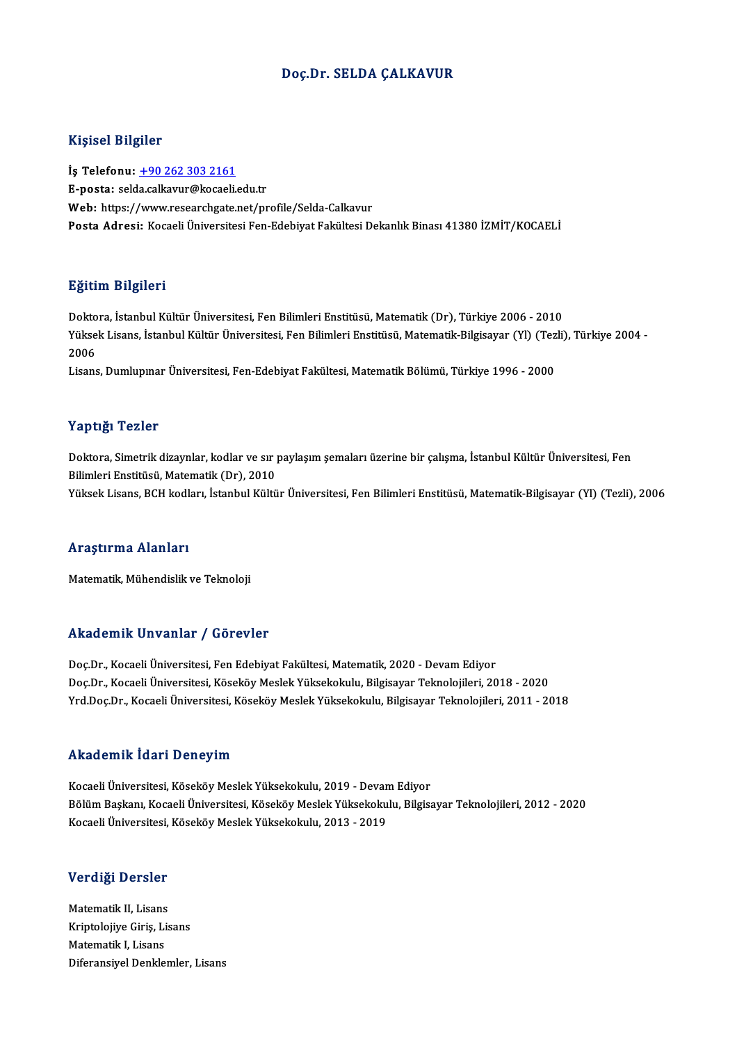# Doç.Dr. SELDA ÇALKAVUR

## Kişisel Bilgiler

**İş Telefonu:** +90 262 303 2161
**E-posta:** selda.calkavur@kocaeli.edu.tr
**Web:** https://www.researchgate.net/profile/Selda-Calkavur
**Posta Adresi:** Kocaeli Üniversitesi Fen-Edebiyat Fakültesi Dekanlık Binası 41380 İZMİT/KOCAELİ

## Eğitim Bilgileri

Doktora, İstanbul Kültür Üniversitesi, Fen Bilimleri Enstitüsü, Matematik (Dr), Türkiye 2006 - 2010
Yüksek Lisans, İstanbul Kültür Üniversitesi, Fen Bilimleri Enstitüsü, Matematik-Bilgisayar (Yl) (Tezli), Türkiye 2004 - 2006
Lisans, Dumlupınar Üniversitesi, Fen-Edebiyat Fakültesi, Matematik Bölümü, Türkiye 1996 - 2000

## Yaptığı Tezler

Doktora, Simetrik dizaynlar, kodlar ve sır paylaşım şemaları üzerine bir çalışma, İstanbul Kültür Üniversitesi, Fen Bilimleri Enstitüsü, Matematik (Dr), 2010
Yüksek Lisans, BCH kodları, İstanbul Kültür Üniversitesi, Fen Bilimleri Enstitüsü, Matematik-Bilgisayar (Yl) (Tezli), 2006

## Araştırma Alanları

Matematik, Mühendislik ve Teknoloji

## Akademik Unvanlar / Görevler

Doç.Dr., Kocaeli Üniversitesi, Fen Edebiyat Fakültesi, Matematik, 2020 - Devam Ediyor
Doç.Dr., Kocaeli Üniversitesi, Köseköy Meslek Yüksekokulu, Bilgisayar Teknolojileri, 2018 - 2020
Yrd.Doç.Dr., Kocaeli Üniversitesi, Köseköy Meslek Yüksekokulu, Bilgisayar Teknolojileri, 2011 - 2018

## Akademik İdari Deneyim

Kocaeli Üniversitesi, Köseköy Meslek Yüksekokulu, 2019 - Devam Ediyor
Bölüm Başkanı, Kocaeli Üniversitesi, Köseköy Meslek Yüksekokulu, Bilgisayar Teknolojileri, 2012 - 2020
Kocaeli Üniversitesi, Köseköy Meslek Yüksekokulu, 2013 - 2019

## Verdiği Dersler

Matematik II, Lisans
Kriptolojiye Giriş, Lisans
Matematik I, Lisans
Diferansiyel Denklemler, Lisans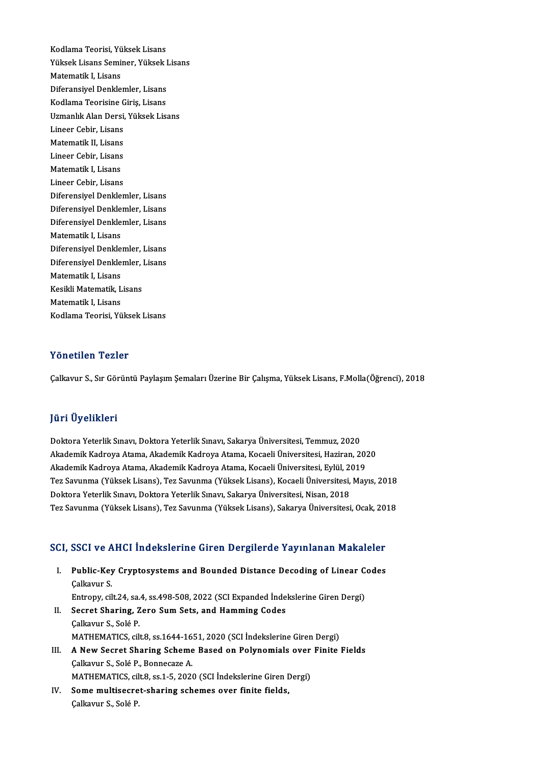Kodlama Teorisi, Yüksek Lisans
Yüksek Lisans Seminer, Yüksek Lisans
Matematik I, Lisans
Diferansiyel Denklemler, Lisans
Kodlama Teorisine Giriş, Lisans
Uzmanlık Alan Dersi, Yüksek Lisans
Lineer Cebir, Lisans
Matematik II, Lisans
Lineer Cebir, Lisans
Matematik I, Lisans
Lineer Cebir, Lisans
Diferensiyel Denklemler, Lisans
Diferensiyel Denklemler, Lisans
Diferensiyel Denklemler, Lisans
Matematik I, Lisans
Diferensiyel Denklemler, Lisans
Diferensiyel Denklemler, Lisans
Matematik I, Lisans
Kesikli Matematik, Lisans
Matematik I, Lisans
Kodlama Teorisi, Yüksek Lisans

## Yönetilen Tezler

Çalkavur S., Sır Görüntü Paylaşım Şemaları Üzerine Bir Çalışma, Yüksek Lisans, F.Molla(Öğrenci), 2018

## Jüri Üyelikleri

Doktora Yeterlik Sınavı, Doktora Yeterlik Sınavı, Sakarya Üniversitesi, Temmuz, 2020
Akademik Kadroya Atama, Akademik Kadroya Atama, Kocaeli Üniversitesi, Haziran, 2020
Akademik Kadroya Atama, Akademik Kadroya Atama, Kocaeli Üniversitesi, Eylül, 2019
Tez Savunma (Yüksek Lisans), Tez Savunma (Yüksek Lisans), Kocaeli Üniversitesi, Mayıs, 2018
Doktora Yeterlik Sınavı, Doktora Yeterlik Sınavı, Sakarya Üniversitesi, Nisan, 2018
Tez Savunma (Yüksek Lisans), Tez Savunma (Yüksek Lisans), Sakarya Üniversitesi, Ocak, 2018

## SCI, SSCI ve AHCI İndekslerine Giren Dergilerde Yayınlanan Makaleler

I. **Public-Key Cryptosystems and Bounded Distance Decoding of Linear Codes**
   Çalkavur S.
   Entropy, cilt.24, sa.4, ss.498-508, 2022 (SCI Expanded İndekslerine Giren Dergi)
II. **Secret Sharing, Zero Sum Sets, and Hamming Codes**
   Çalkavur S., Solé P.
   MATHEMATICS, cilt.8, ss.1644-1651, 2020 (SCI İndekslerine Giren Dergi)
III. **A New Secret Sharing Scheme Based on Polynomials over Finite Fields**
   Çalkavur S., Solé P., Bonnecaze A.
   MATHEMATICS, cilt.8, ss.1-5, 2020 (SCI İndekslerine Giren Dergi)
IV. **Some multisecret-sharing schemes over finite fields,**
   Çalkavur S., Solé P.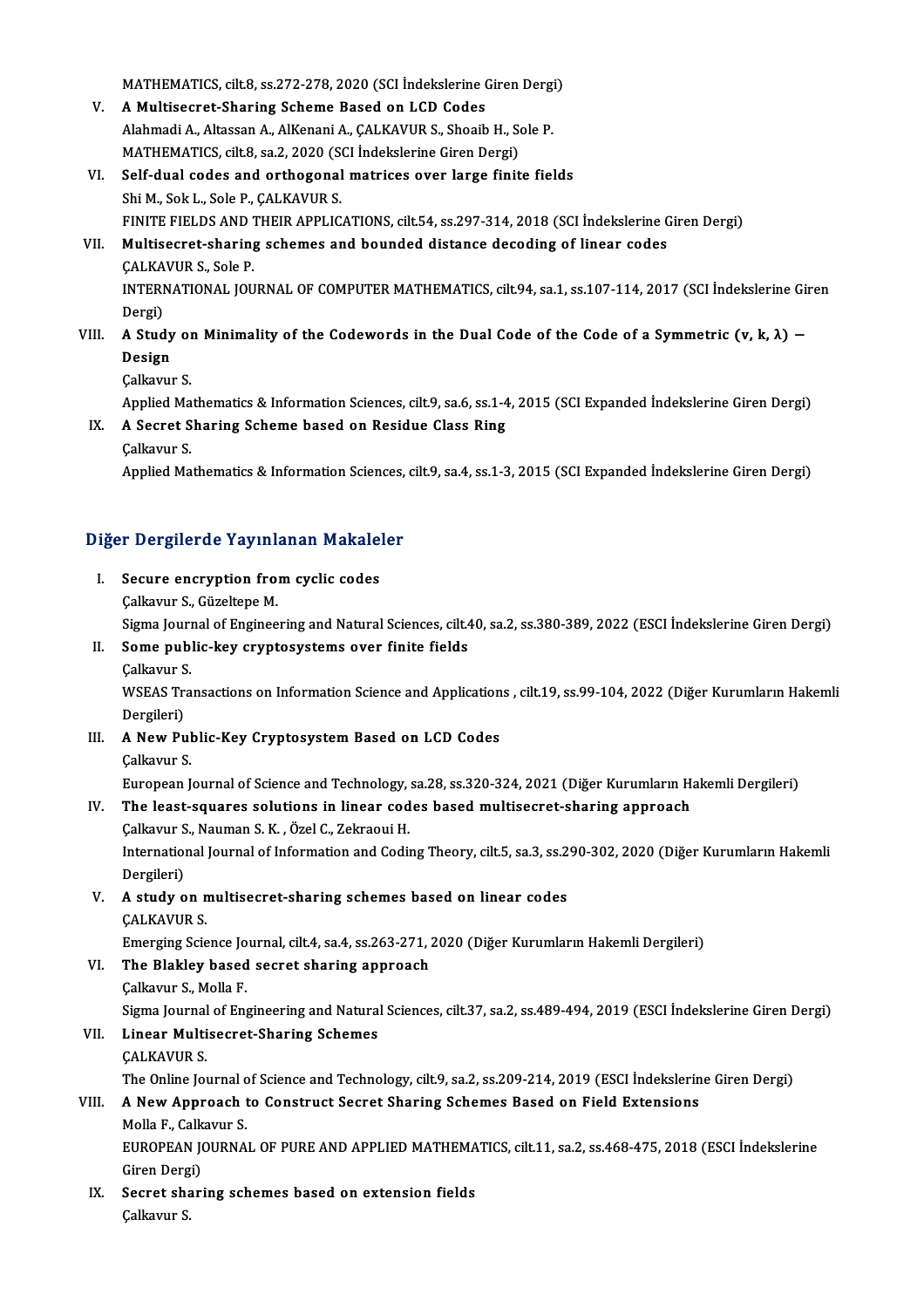MATHEMATICS, cilt.8, ss.272-278, 2020 (SCI İndekslerine Giren Dergi)

V. **A Multisecret-Sharing Scheme Based on LCD Codes**
Alahmadi A., Altassan A., AlKenani A., ÇALKAVUR S., Shoaib H., Sole P.
MATHEMATICS, cilt.8, sa.2, 2020 (SCI İndekslerine Giren Dergi)

VI. **Self-dual codes and orthogonal matrices over large finite fields**
Shi M., Sok L., Sole P., ÇALKAVUR S.
FINITE FIELDS AND THEIR APPLICATIONS, cilt.54, ss.297-314, 2018 (SCI İndekslerine Giren Dergi)

VII. **Multisecret-sharing schemes and bounded distance decoding of linear codes**
ÇALKAVUR S., Sole P.
INTERNATIONAL JOURNAL OF COMPUTER MATHEMATICS, cilt.94, sa.1, ss.107-114, 2017 (SCI İndekslerine Giren Dergi)

VIII. **A Study on Minimality of the Codewords in the Dual Code of the Code of a Symmetric (v, k, λ) − Design**
Çalkavur S.
Applied Mathematics & Information Sciences, cilt.9, sa.6, ss.1-4, 2015 (SCI Expanded İndekslerine Giren Dergi)

IX. **A Secret Sharing Scheme based on Residue Class Ring**
Çalkavur S.
Applied Mathematics & Information Sciences, cilt.9, sa.4, ss.1-3, 2015 (SCI Expanded İndekslerine Giren Dergi)

## Diğer Dergilerde Yayınlanan Makaleler

I. **Secure encryption from cyclic codes**
Çalkavur S., Güzeltepe M.
Sigma Journal of Engineering and Natural Sciences, cilt.40, sa.2, ss.380-389, 2022 (ESCI İndekslerine Giren Dergi)

II. **Some public-key cryptosystems over finite fields**
Çalkavur S.
WSEAS Transactions on Information Science and Applications , cilt.19, ss.99-104, 2022 (Diğer Kurumların Hakemli Dergileri)

III. **A New Public-Key Cryptosystem Based on LCD Codes**
Çalkavur S.
European Journal of Science and Technology, sa.28, ss.320-324, 2021 (Diğer Kurumların Hakemli Dergileri)

IV. **The least-squares solutions in linear codes based multisecret-sharing approach**
Çalkavur S., Nauman S. K. , Özel C., Zekraoui H.
International Journal of Information and Coding Theory, cilt.5, sa.3, ss.290-302, 2020 (Diğer Kurumların Hakemli Dergileri)

V. **A study on multisecret-sharing schemes based on linear codes**
ÇALKAVUR S.
Emerging Science Journal, cilt.4, sa.4, ss.263-271, 2020 (Diğer Kurumların Hakemli Dergileri)

VI. **The Blakley based secret sharing approach**
Çalkavur S., Molla F.
Sigma Journal of Engineering and Natural Sciences, cilt.37, sa.2, ss.489-494, 2019 (ESCI İndekslerine Giren Dergi)

VII. **Linear Multisecret-Sharing Schemes**
ÇALKAVUR S.
The Online Journal of Science and Technology, cilt.9, sa.2, ss.209-214, 2019 (ESCI İndekslerine Giren Dergi)

VIII. **A New Approach to Construct Secret Sharing Schemes Based on Field Extensions**
Molla F., Calkavur S.
EUROPEAN JOURNAL OF PURE AND APPLIED MATHEMATICS, cilt.11, sa.2, ss.468-475, 2018 (ESCI İndekslerine Giren Dergi)

IX. **Secret sharing schemes based on extension fields**
Çalkavur S.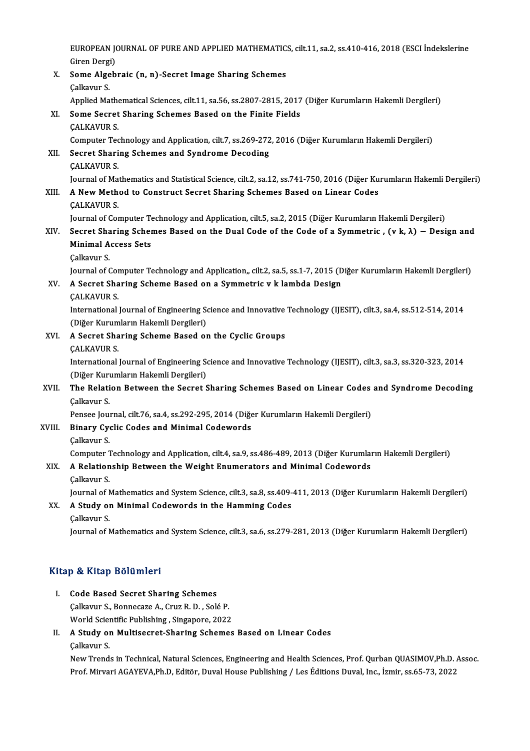EUROPEAN JOURNAL OF PURE AND APPLIED MATHEMATICS, cilt.11, sa.2, ss.410-416, 2018 (ESCI İndekslerine Giren Dergi)

X. **Some Algebraic (n, n)-Secret Image Sharing Schemes**
Çalkavur S.
Applied Mathematical Sciences, cilt.11, sa.56, ss.2807-2815, 2017 (Diğer Kurumların Hakemli Dergileri)

XI. **Some Secret Sharing Schemes Based on the Finite Fields**
ÇALKAVUR S.
Computer Technology and Application, cilt.7, ss.269-272, 2016 (Diğer Kurumların Hakemli Dergileri)

XII. **Secret Sharing Schemes and Syndrome Decoding**
ÇALKAVUR S.
Journal of Mathematics and Statistical Science, cilt.2, sa.12, ss.741-750, 2016 (Diğer Kurumların Hakemli Dergileri)

XIII. **A New Method to Construct Secret Sharing Schemes Based on Linear Codes**
ÇALKAVUR S.
Journal of Computer Technology and Application, cilt.5, sa.2, 2015 (Diğer Kurumların Hakemli Dergileri)

XIV. **Secret Sharing Schemes Based on the Dual Code of the Code of a Symmetric , (v k, λ) − Design and Minimal Access Sets**
Çalkavur S.
Journal of Computer Technology and Application,, cilt.2, sa.5, ss.1-7, 2015 (Diğer Kurumların Hakemli Dergileri)

XV. **A Secret Sharing Scheme Based on a Symmetric v k lambda Design**
ÇALKAVUR S.
International Journal of Engineering Science and Innovative Technology (IJESIT), cilt.3, sa.4, ss.512-514, 2014 (Diğer Kurumların Hakemli Dergileri)

XVI. **A Secret Sharing Scheme Based on the Cyclic Groups**
ÇALKAVUR S.
International Journal of Engineering Science and Innovative Technology (IJESIT), cilt.3, sa.3, ss.320-323, 2014 (Diğer Kurumların Hakemli Dergileri)

XVII. **The Relation Between the Secret Sharing Schemes Based on Linear Codes and Syndrome Decoding**
Çalkavur S.
Pensee Journal, cilt.76, sa.4, ss.292-295, 2014 (Diğer Kurumların Hakemli Dergileri)

XVIII. **Binary Cyclic Codes and Minimal Codewords**
Çalkavur S.
Computer Technology and Application, cilt.4, sa.9, ss.486-489, 2013 (Diğer Kurumların Hakemli Dergileri)

XIX. **A Relationship Between the Weight Enumerators and Minimal Codewords**
Çalkavur S.
Journal of Mathematics and System Science, cilt.3, sa.8, ss.409-411, 2013 (Diğer Kurumların Hakemli Dergileri)

XX. **A Study on Minimal Codewords in the Hamming Codes**
Çalkavur S.
Journal of Mathematics and System Science, cilt.3, sa.6, ss.279-281, 2013 (Diğer Kurumların Hakemli Dergileri)

## Kitap & Kitap Bölümleri

I. **Code Based Secret Sharing Schemes**
Çalkavur S., Bonnecaze A., Cruz R. D. , Solé P.
World Scientific Publishing , Singapore, 2022

II. **A Study on Multisecret-Sharing Schemes Based on Linear Codes**
Çalkavur S.
New Trends in Technical, Natural Sciences, Engineering and Health Sciences, Prof. Qurban QUASIMOV,Ph.D. Assoc. Prof. Mirvari AGAYEVA,Ph.D, Editör, Duval House Publishing / Les Éditions Duval, Inc., İzmir, ss.65-73, 2022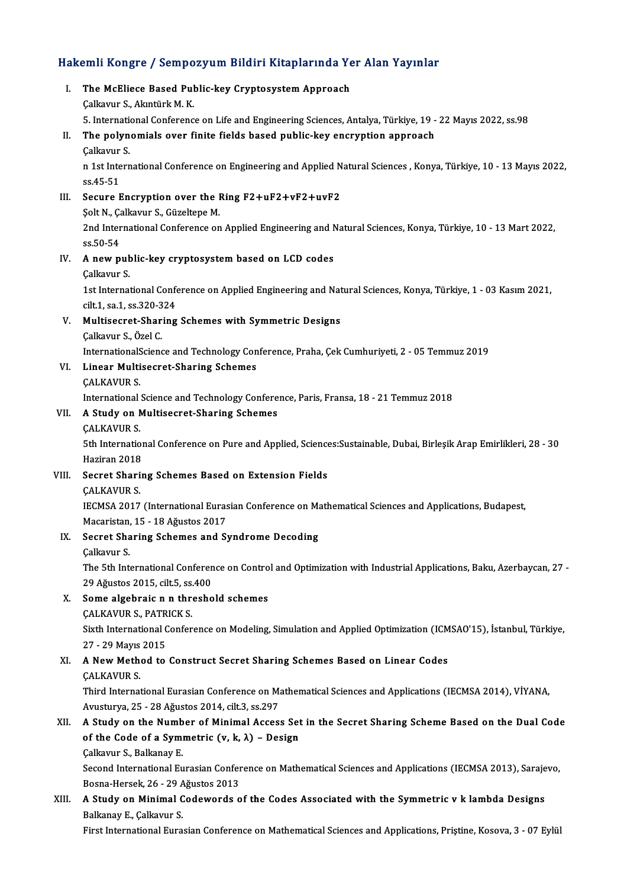## Hakemli Kongre / Sempozyum Bildiri Kitaplarında Yer Alan Yayınlar

I. **The McEliece Based Public-key Cryptosystem Approach**
Çalkavur S., Akıntürk M. K.
5. International Conference on Life and Engineering Sciences, Antalya, Türkiye, 19 - 22 Mayıs 2022, ss.98

II. **The polynomials over finite fields based public-key encryption approach**
Çalkavur S.
n 1st International Conference on Engineering and Applied Natural Sciences , Konya, Türkiye, 10 - 13 Mayıs 2022, ss.45-51

III. **Secure Encryption over the Ring F2+uF2+vF2+uvF2**
Şolt N., Çalkavur S., Güzeltepe M.
2nd International Conference on Applied Engineering and Natural Sciences, Konya, Türkiye, 10 - 13 Mart 2022, ss.50-54

IV. **A new public-key cryptosystem based on LCD codes**
Çalkavur S.
1st International Conference on Applied Engineering and Natural Sciences, Konya, Türkiye, 1 - 03 Kasım 2021, cilt.1, sa.1, ss.320-324

V. **Multisecret-Sharing Schemes with Symmetric Designs**
Çalkavur S., Özel C.
InternationalScience and Technology Conference, Praha, Çek Cumhuriyeti, 2 - 05 Temmuz 2019

VI. **Linear Multisecret-Sharing Schemes**
ÇALKAVUR S.
International Science and Technology Conference, Paris, Fransa, 18 - 21 Temmuz 2018

VII. **A Study on Multisecret-Sharing Schemes**
ÇALKAVUR S.
5th International Conference on Pure and Applied, Sciences:Sustainable, Dubai, Birleşik Arap Emirlikleri, 28 - 30 Haziran 2018

VIII. **Secret Sharing Schemes Based on Extension Fields**
ÇALKAVUR S.
IECMSA 2017 (International Eurasian Conference on Mathematical Sciences and Applications, Budapest, Macaristan, 15 - 18 Ağustos 2017

IX. **Secret Sharing Schemes and Syndrome Decoding**
Çalkavur S.
The 5th International Conference on Control and Optimization with Industrial Applications, Baku, Azerbaycan, 27 - 29 Ağustos 2015, cilt.5, ss.400

X. **Some algebraic n n threshold schemes**
ÇALKAVUR S., PATRICK S.
Sixth International Conference on Modeling, Simulation and Applied Optimization (ICMSAO'15), İstanbul, Türkiye, 27 - 29 Mayıs 2015

XI. **A New Method to Construct Secret Sharing Schemes Based on Linear Codes**
ÇALKAVUR S.
Third International Eurasian Conference on Mathematical Sciences and Applications (IECMSA 2014), VİYANA, Avusturya, 25 - 28 Ağustos 2014, cilt.3, ss.297

XII. **A Study on the Number of Minimal Access Set in the Secret Sharing Scheme Based on the Dual Code of the Code of a Symmetric (v, k, λ) – Design**
Çalkavur S., Balkanay E.
Second International Eurasian Conference on Mathematical Sciences and Applications (IECMSA 2013), Sarajevo, Bosna-Hersek, 26 - 29 Ağustos 2013

XIII. **A Study on Minimal Codewords of the Codes Associated with the Symmetric v k lambda Designs**
Balkanay E., Çalkavur S.
First International Eurasian Conference on Mathematical Sciences and Applications, Priştine, Kosova, 3 - 07 Eylül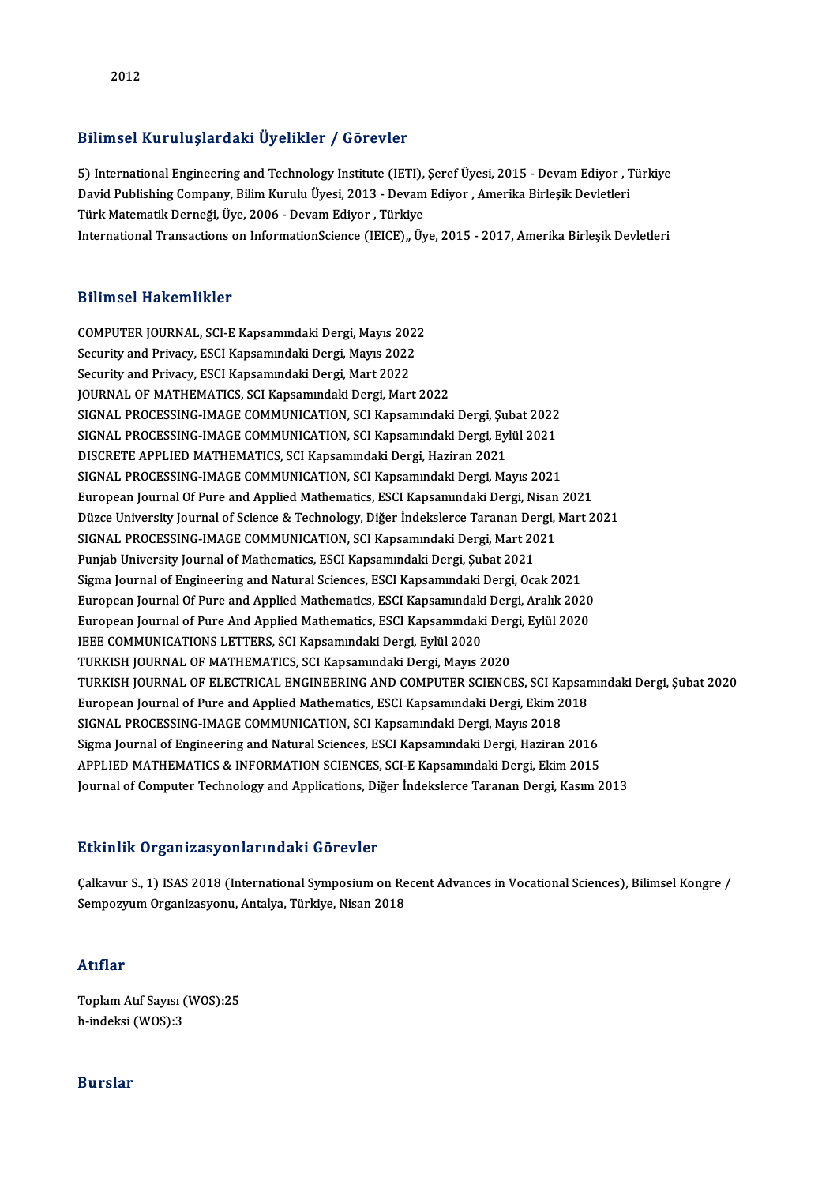2012

## Bilimsel Kuruluşlardaki Üyelikler / Görevler

5) International Engineering and Technology Institute (IETI), Şeref Üyesi, 2015 - Devam Ediyor , Türkiye
David Publishing Company, Bilim Kurulu Üyesi, 2013 - Devam Ediyor , Amerika Birleşik Devletleri
Türk Matematik Derneği, Üye, 2006 - Devam Ediyor , Türkiye
International Transactions on InformationScience (IEICE),, Üye, 2015 - 2017, Amerika Birleşik Devletleri

## Bilimsel Hakemlikler

COMPUTER JOURNAL, SCI-E Kapsamındaki Dergi, Mayıs 2022
Security and Privacy, ESCI Kapsamındaki Dergi, Mayıs 2022
Security and Privacy, ESCI Kapsamındaki Dergi, Mart 2022
JOURNAL OF MATHEMATICS, SCI Kapsamındaki Dergi, Mart 2022
SIGNAL PROCESSING-IMAGE COMMUNICATION, SCI Kapsamındaki Dergi, Şubat 2022
SIGNAL PROCESSING-IMAGE COMMUNICATION, SCI Kapsamındaki Dergi, Eylül 2021
DISCRETE APPLIED MATHEMATICS, SCI Kapsamındaki Dergi, Haziran 2021
SIGNAL PROCESSING-IMAGE COMMUNICATION, SCI Kapsamındaki Dergi, Mayıs 2021
European Journal Of Pure and Applied Mathematics, ESCI Kapsamındaki Dergi, Nisan 2021
Düzce University Journal of Science & Technology, Diğer İndekslerce Taranan Dergi, Mart 2021
SIGNAL PROCESSING-IMAGE COMMUNICATION, SCI Kapsamındaki Dergi, Mart 2021
Punjab University Journal of Mathematics, ESCI Kapsamındaki Dergi, Şubat 2021
Sigma Journal of Engineering and Natural Sciences, ESCI Kapsamındaki Dergi, Ocak 2021
European Journal Of Pure and Applied Mathematics, ESCI Kapsamındaki Dergi, Aralık 2020
European Journal of Pure And Applied Mathematics, ESCI Kapsamındaki Dergi, Eylül 2020
IEEE COMMUNICATIONS LETTERS, SCI Kapsamındaki Dergi, Eylül 2020
TURKISH JOURNAL OF MATHEMATICS, SCI Kapsamındaki Dergi, Mayıs 2020
TURKISH JOURNAL OF ELECTRICAL ENGINEERING AND COMPUTER SCIENCES, SCI Kapsamındaki Dergi, Şubat 2020
European Journal of Pure and Applied Mathematics, ESCI Kapsamındaki Dergi, Ekim 2018
SIGNAL PROCESSING-IMAGE COMMUNICATION, SCI Kapsamındaki Dergi, Mayıs 2018
Sigma Journal of Engineering and Natural Sciences, ESCI Kapsamındaki Dergi, Haziran 2016
APPLIED MATHEMATICS & INFORMATION SCIENCES, SCI-E Kapsamındaki Dergi, Ekim 2015
Journal of Computer Technology and Applications, Diğer İndekslerce Taranan Dergi, Kasım 2013

## Etkinlik Organizasyonlarındaki Görevler

Çalkavur S., 1) ISAS 2018 (International Symposium on Recent Advances in Vocational Sciences), Bilimsel Kongre / Sempozyum Organizasyonu, Antalya, Türkiye, Nisan 2018

## Atıflar

Toplam Atıf Sayısı (WOS):25
h-indeksi (WOS):3

## Burslar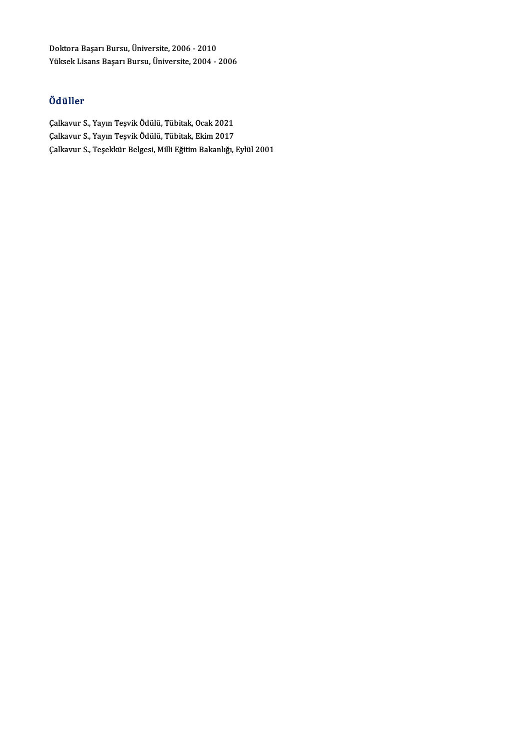Doktora Başarı Bursu, Üniversite, 2006 - 2010
Yüksek Lisans Başarı Bursu, Üniversite, 2004 - 2006

## Ödüller

Çalkavur S., Yayın Teşvik Ödülü, Tübitak, Ocak 2021
Çalkavur S., Yayın Teşvik Ödülü, Tübitak, Ekim 2017
Çalkavur S., Teşekkür Belgesi, Milli Eğitim Bakanlığı, Eylül 2001